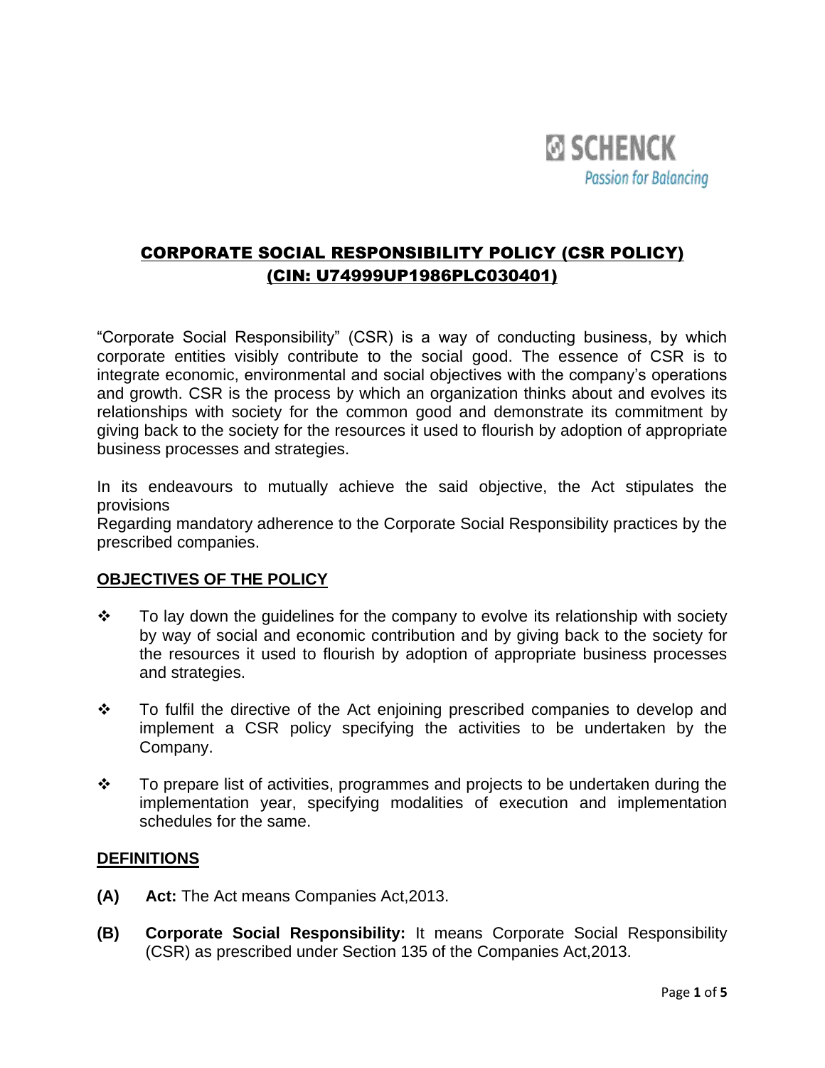SCHENCK
Passion for Balancing

# CORPORATE SOCIAL RESPONSIBILITY POLICY (CSR POLICY) (CIN: U74999UP1986PLC030401)

"Corporate Social Responsibility" (CSR) is a way of conducting business, by which corporate entities visibly contribute to the social good. The essence of CSR is to integrate economic, environmental and social objectives with the company's operations and growth. CSR is the process by which an organization thinks about and evolves its relationships with society for the common good and demonstrate its commitment by giving back to the society for the resources it used to flourish by adoption of appropriate business processes and strategies.

In its endeavours to mutually achieve the said objective, the Act stipulates the provisions
Regarding mandatory adherence to the Corporate Social Responsibility practices by the prescribed companies.

## OBJECTIVES OF THE POLICY

- To lay down the guidelines for the company to evolve its relationship with society by way of social and economic contribution and by giving back to the society for the resources it used to flourish by adoption of appropriate business processes and strategies.
- To fulfil the directive of the Act enjoining prescribed companies to develop and implement a CSR policy specifying the activities to be undertaken by the Company.
- To prepare list of activities, programmes and projects to be undertaken during the implementation year, specifying modalities of execution and implementation schedules for the same.

## DEFINITIONS

**(A)** **Act:** The Act means Companies Act,2013.

**(B)** **Corporate Social Responsibility:** It means Corporate Social Responsibility (CSR) as prescribed under Section 135 of the Companies Act,2013.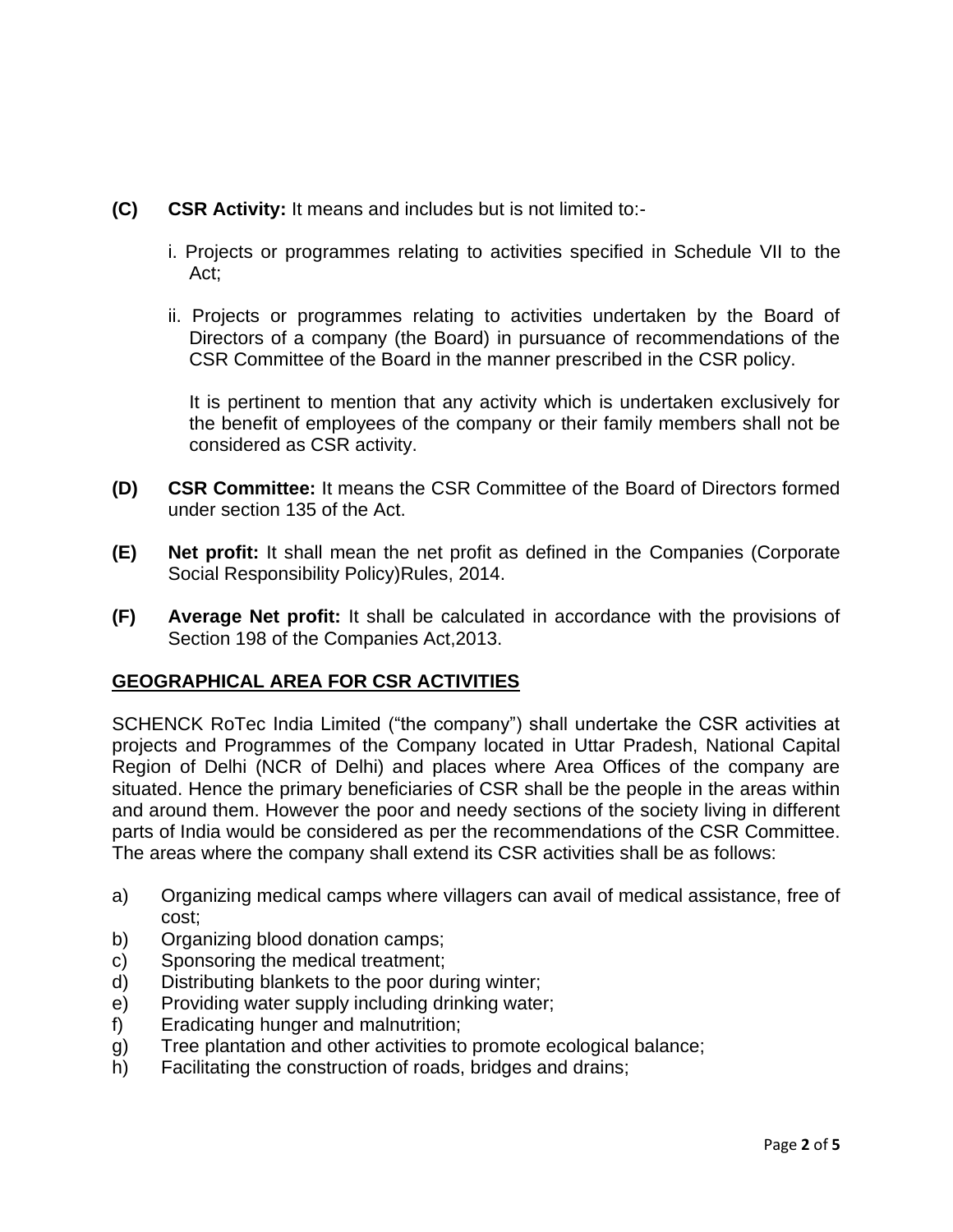**(C)** **CSR Activity:** It means and includes but is not limited to:-

i. Projects or programmes relating to activities specified in Schedule VII to the Act;

ii. Projects or programmes relating to activities undertaken by the Board of Directors of a company (the Board) in pursuance of recommendations of the CSR Committee of the Board in the manner prescribed in the CSR policy.

It is pertinent to mention that any activity which is undertaken exclusively for the benefit of employees of the company or their family members shall not be considered as CSR activity.

**(D)** **CSR Committee:** It means the CSR Committee of the Board of Directors formed under section 135 of the Act.

**(E)** **Net profit:** It shall mean the net profit as defined in the Companies (Corporate Social Responsibility Policy)Rules, 2014.

**(F)** **Average Net profit:** It shall be calculated in accordance with the provisions of Section 198 of the Companies Act,2013.

## GEOGRAPHICAL AREA FOR CSR ACTIVITIES

SCHENCK RoTec India Limited (“the company”) shall undertake the CSR activities at projects and Programmes of the Company located in Uttar Pradesh, National Capital Region of Delhi (NCR of Delhi) and places where Area Offices of the company are situated. Hence the primary beneficiaries of CSR shall be the people in the areas within and around them. However the poor and needy sections of the society living in different parts of India would be considered as per the recommendations of the CSR Committee. The areas where the company shall extend its CSR activities shall be as follows:

a) Organizing medical camps where villagers can avail of medical assistance, free of cost;
b) Organizing blood donation camps;
c) Sponsoring the medical treatment;
d) Distributing blankets to the poor during winter;
e) Providing water supply including drinking water;
f) Eradicating hunger and malnutrition;
g) Tree plantation and other activities to promote ecological balance;
h) Facilitating the construction of roads, bridges and drains;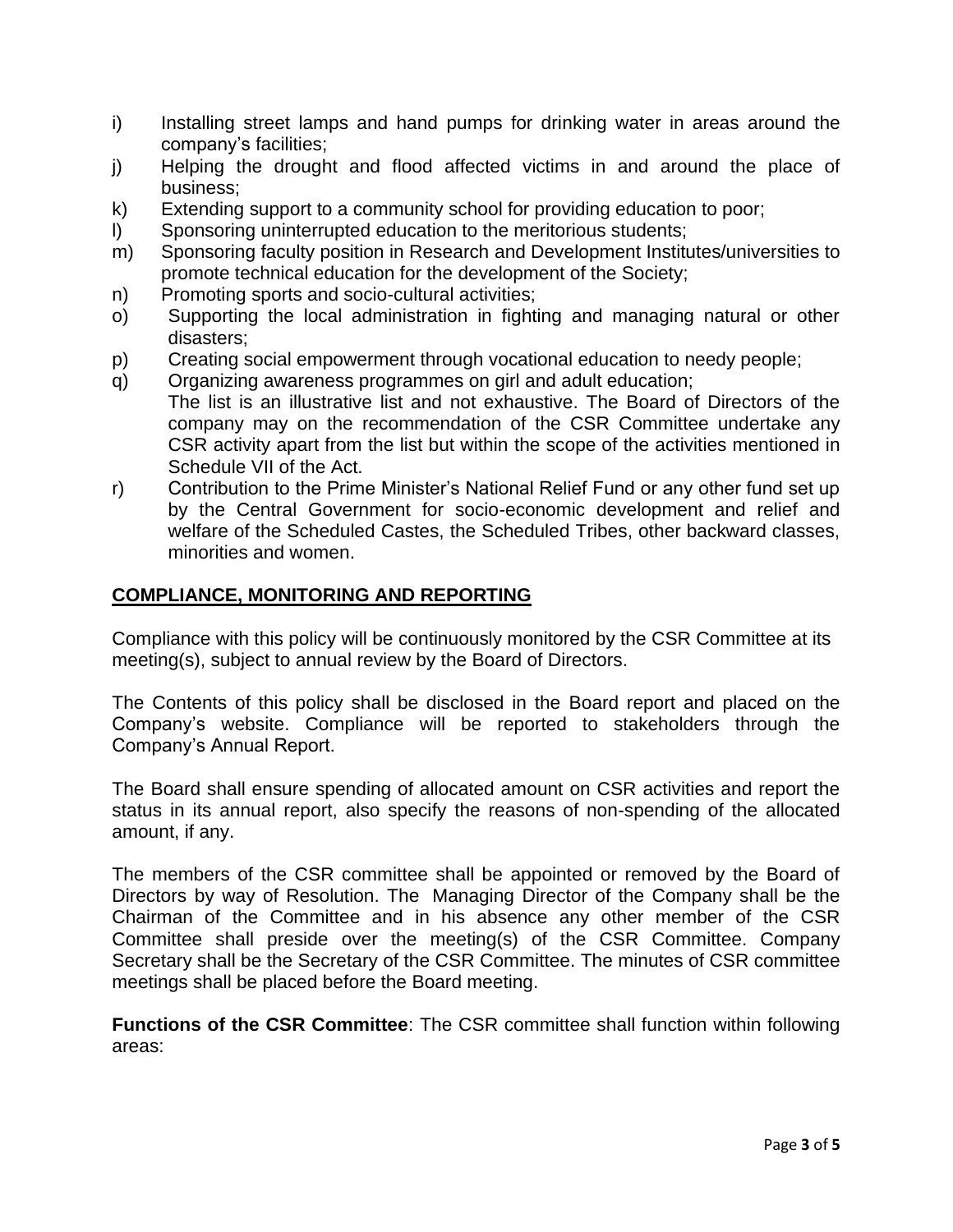i) Installing street lamps and hand pumps for drinking water in areas around the company's facilities;
j) Helping the drought and flood affected victims in and around the place of business;
k) Extending support to a community school for providing education to poor;
l) Sponsoring uninterrupted education to the meritorious students;
m) Sponsoring faculty position in Research and Development Institutes/universities to promote technical education for the development of the Society;
n) Promoting sports and socio-cultural activities;
o) Supporting the local administration in fighting and managing natural or other disasters;
p) Creating social empowerment through vocational education to needy people;
q) Organizing awareness programmes on girl and adult education;
The list is an illustrative list and not exhaustive. The Board of Directors of the company may on the recommendation of the CSR Committee undertake any CSR activity apart from the list but within the scope of the activities mentioned in Schedule VII of the Act.
r) Contribution to the Prime Minister's National Relief Fund or any other fund set up by the Central Government for socio-economic development and relief and welfare of the Scheduled Castes, the Scheduled Tribes, other backward classes, minorities and women.

## COMPLIANCE, MONITORING AND REPORTING

Compliance with this policy will be continuously monitored by the CSR Committee at its meeting(s), subject to annual review by the Board of Directors.

The Contents of this policy shall be disclosed in the Board report and placed on the Company's website. Compliance will be reported to stakeholders through the Company's Annual Report.

The Board shall ensure spending of allocated amount on CSR activities and report the status in its annual report, also specify the reasons of non-spending of the allocated amount, if any.

The members of the CSR committee shall be appointed or removed by the Board of Directors by way of Resolution. The Managing Director of the Company shall be the Chairman of the Committee and in his absence any other member of the CSR Committee shall preside over the meeting(s) of the CSR Committee. Company Secretary shall be the Secretary of the CSR Committee. The minutes of CSR committee meetings shall be placed before the Board meeting.

**Functions of the CSR Committee**: The CSR committee shall function within following areas: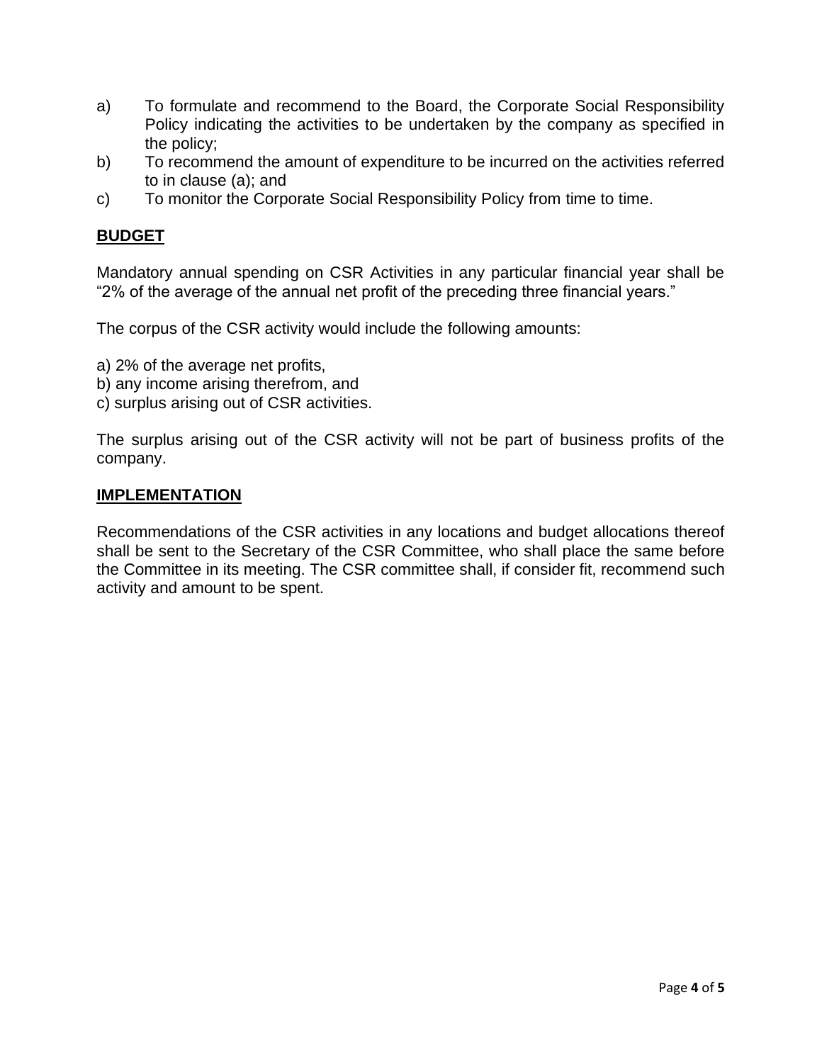a) To formulate and recommend to the Board, the Corporate Social Responsibility Policy indicating the activities to be undertaken by the company as specified in the policy;
b) To recommend the amount of expenditure to be incurred on the activities referred to in clause (a); and
c) To monitor the Corporate Social Responsibility Policy from time to time.

## BUDGET

Mandatory annual spending on CSR Activities in any particular financial year shall be "2% of the average of the annual net profit of the preceding three financial years."

The corpus of the CSR activity would include the following amounts:

a) 2% of the average net profits,
b) any income arising therefrom, and
c) surplus arising out of CSR activities.

The surplus arising out of the CSR activity will not be part of business profits of the company.

## IMPLEMENTATION

Recommendations of the CSR activities in any locations and budget allocations thereof shall be sent to the Secretary of the CSR Committee, who shall place the same before the Committee in its meeting. The CSR committee shall, if consider fit, recommend such activity and amount to be spent.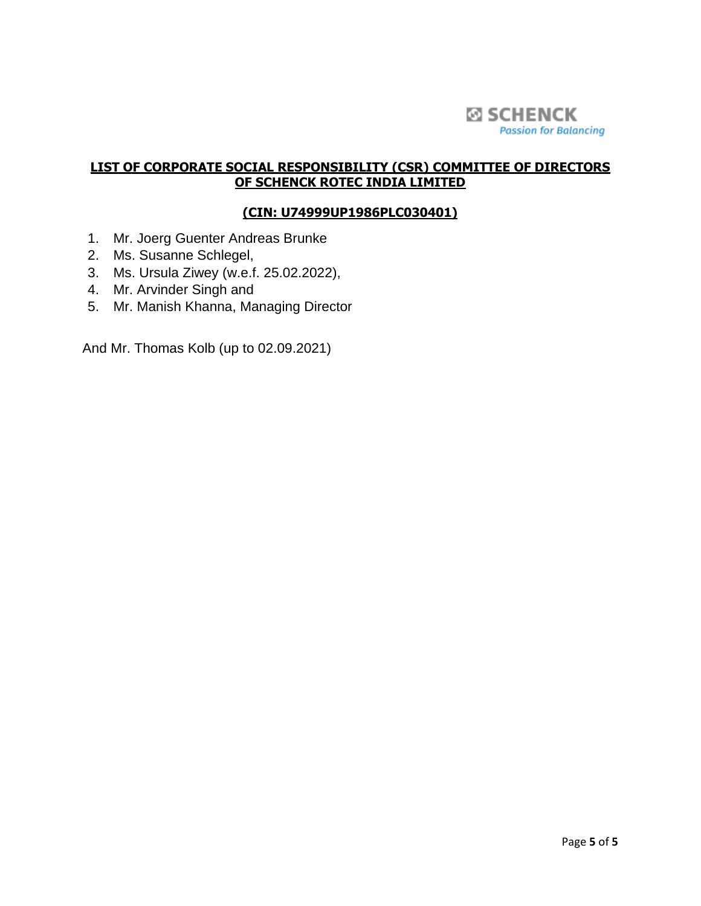SCHENCK
*Passion for Balancing*

**LIST OF CORPORATE SOCIAL RESPONSIBILITY (CSR) COMMITTEE OF DIRECTORS OF SCHENCK ROTEC INDIA LIMITED**

**(CIN: U74999UP1986PLC030401)**

1. Mr. Joerg Guenter Andreas Brunke
2. Ms. Susanne Schlegel,
3. Ms. Ursula Ziwey (w.e.f. 25.02.2022),
4. Mr. Arvinder Singh and
5. Mr. Manish Khanna, Managing Director

And Mr. Thomas Kolb (up to 02.09.2021)